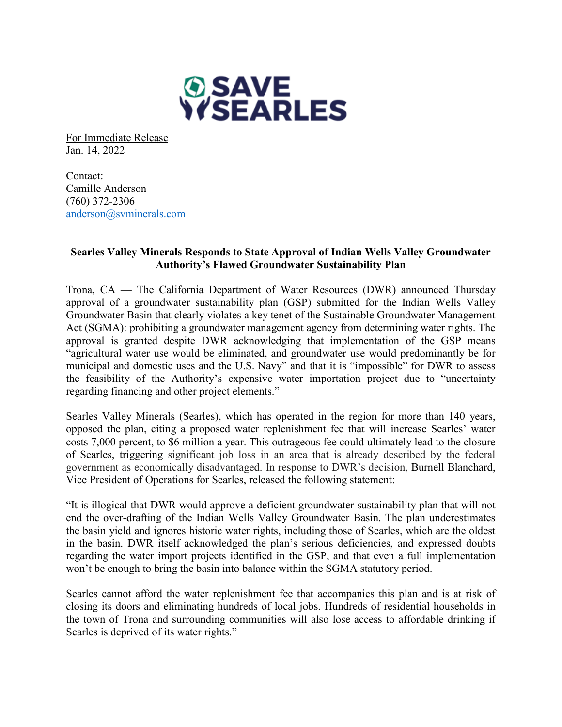SAVE SEARLES

For Immediate Release
Jan. 14, 2022

Contact:
Camille Anderson
(760) 372-2306
anderson@svminerals.com

**Searles Valley Minerals Responds to State Approval of Indian Wells Valley Groundwater Authority's Flawed Groundwater Sustainability Plan**

Trona, CA — The California Department of Water Resources (DWR) announced Thursday approval of a groundwater sustainability plan (GSP) submitted for the Indian Wells Valley Groundwater Basin that clearly violates a key tenet of the Sustainable Groundwater Management Act (SGMA): prohibiting a groundwater management agency from determining water rights. The approval is granted despite DWR acknowledging that implementation of the GSP means "agricultural water use would be eliminated, and groundwater use would predominantly be for municipal and domestic uses and the U.S. Navy" and that it is "impossible" for DWR to assess the feasibility of the Authority's expensive water importation project due to "uncertainty regarding financing and other project elements."

Searles Valley Minerals (Searles), which has operated in the region for more than 140 years, opposed the plan, citing a proposed water replenishment fee that will increase Searles' water costs 7,000 percent, to $6 million a year. This outrageous fee could ultimately lead to the closure of Searles, triggering significant job loss in an area that is already described by the federal government as economically disadvantaged. In response to DWR's decision, Burnell Blanchard, Vice President of Operations for Searles, released the following statement:

"It is illogical that DWR would approve a deficient groundwater sustainability plan that will not end the over-drafting of the Indian Wells Valley Groundwater Basin. The plan underestimates the basin yield and ignores historic water rights, including those of Searles, which are the oldest in the basin. DWR itself acknowledged the plan's serious deficiencies, and expressed doubts regarding the water import projects identified in the GSP, and that even a full implementation won't be enough to bring the basin into balance within the SGMA statutory period.

Searles cannot afford the water replenishment fee that accompanies this plan and is at risk of closing its doors and eliminating hundreds of local jobs. Hundreds of residential households in the town of Trona and surrounding communities will also lose access to affordable drinking if Searles is deprived of its water rights."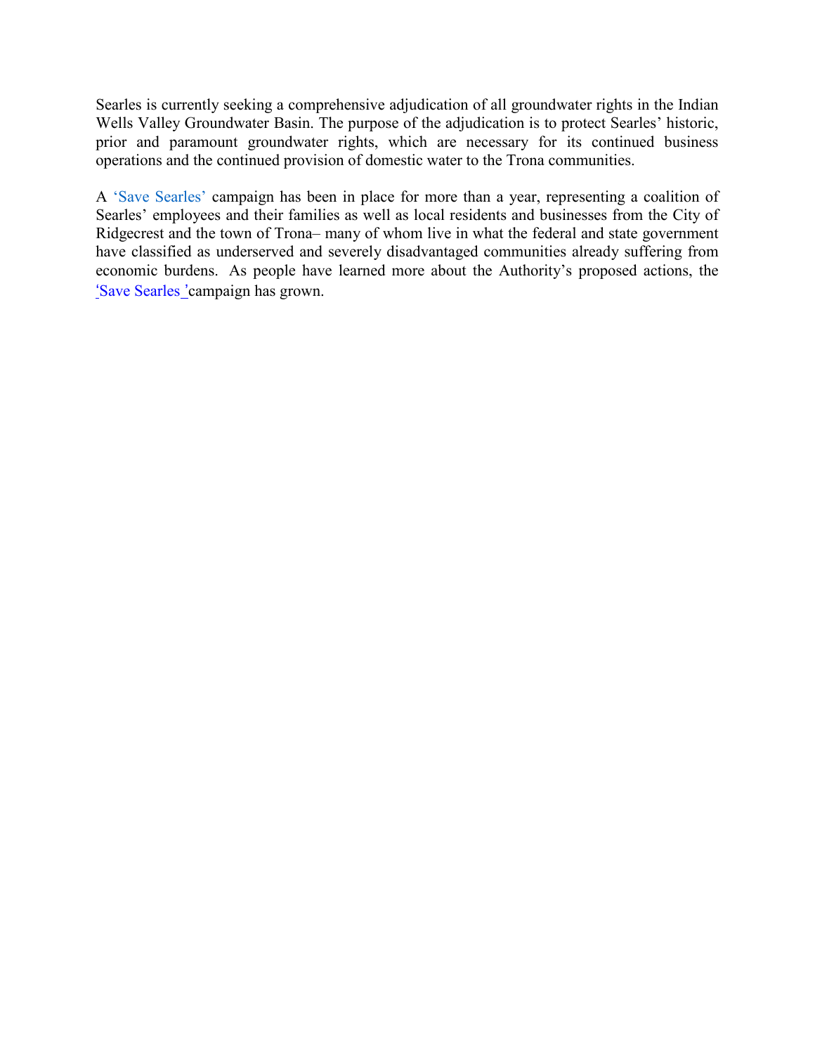Searles is currently seeking a comprehensive adjudication of all groundwater rights in the Indian Wells Valley Groundwater Basin. The purpose of the adjudication is to protect Searles' historic, prior and paramount groundwater rights, which are necessary for its continued business operations and the continued provision of domestic water to the Trona communities.

A 'Save Searles' campaign has been in place for more than a year, representing a coalition of Searles' employees and their families as well as local residents and businesses from the City of Ridgecrest and the town of Trona– many of whom live in what the federal and state government have classified as underserved and severely disadvantaged communities already suffering from economic burdens. As people have learned more about the Authority's proposed actions, the 'Save Searles 'campaign has grown.